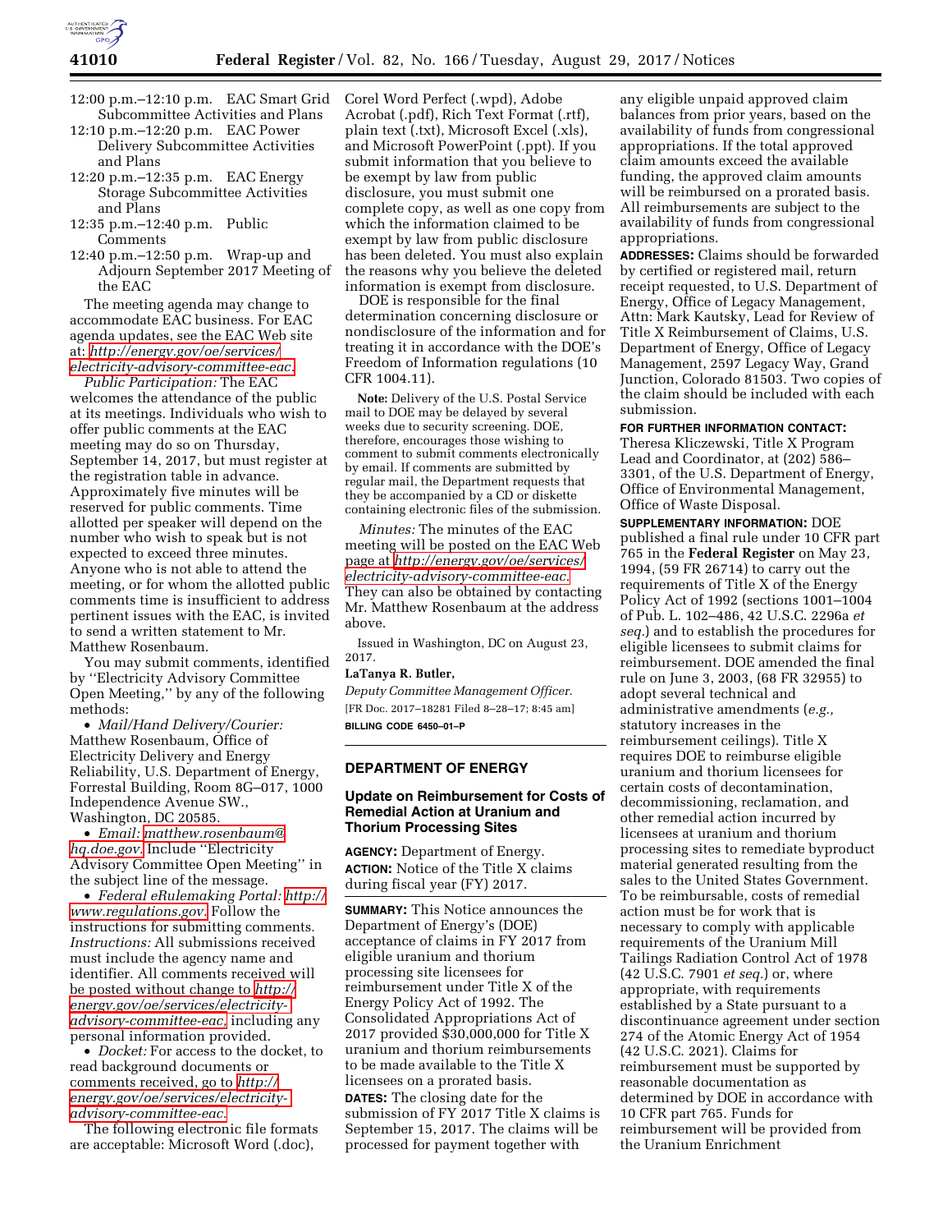12:00 p.m.–12:10 p.m. EAC Smart Grid Subcommittee Activities and Plans
12:10 p.m.–12:20 p.m. EAC Power Delivery Subcommittee Activities and Plans
12:20 p.m.–12:35 p.m. EAC Energy Storage Subcommittee Activities and Plans
12:35 p.m.–12:40 p.m. Public Comments
12:40 p.m.–12:50 p.m. Wrap-up and Adjourn September 2017 Meeting of the EAC

The meeting agenda may change to accommodate EAC business. For EAC agenda updates, see the EAC Web site at: http://energy.gov/oe/services/electricity-advisory-committee-eac.

*Public Participation:* The EAC welcomes the attendance of the public at its meetings. Individuals who wish to offer public comments at the EAC meeting may do so on Thursday, September 14, 2017, but must register at the registration table in advance. Approximately five minutes will be reserved for public comments. Time allotted per speaker will depend on the number who wish to speak but is not expected to exceed three minutes. Anyone who is not able to attend the meeting, or for whom the allotted public comments time is insufficient to address pertinent issues with the EAC, is invited to send a written statement to Mr. Matthew Rosenbaum.

You may submit comments, identified by ''Electricity Advisory Committee Open Meeting,'' by any of the following methods:

- *Mail/Hand Delivery/Courier:* Matthew Rosenbaum, Office of Electricity Delivery and Energy Reliability, U.S. Department of Energy, Forrestal Building, Room 8G–017, 1000 Independence Avenue SW., Washington, DC 20585.
- *Email:* matthew.rosenbaum@hq.doe.gov. Include ''Electricity Advisory Committee Open Meeting'' in the subject line of the message.
- *Federal eRulemaking Portal:* http://www.regulations.gov. Follow the instructions for submitting comments. *Instructions:* All submissions received must include the agency name and identifier. All comments received will be posted without change to http://energy.gov/oe/services/electricity-advisory-committee-eac, including any personal information provided.
- *Docket:* For access to the docket, to read background documents or comments received, go to http://energy.gov/oe/services/electricity-advisory-committee-eac.

The following electronic file formats are acceptable: Microsoft Word (.doc), Corel Word Perfect (.wpd), Adobe Acrobat (.pdf), Rich Text Format (.rtf), plain text (.txt), Microsoft Excel (.xls), and Microsoft PowerPoint (.ppt). If you submit information that you believe to be exempt by law from public disclosure, you must submit one complete copy, as well as one copy from which the information claimed to be exempt by law from public disclosure has been deleted. You must also explain the reasons why you believe the deleted information is exempt from disclosure.

DOE is responsible for the final determination concerning disclosure or nondisclosure of the information and for treating it in accordance with the DOE's Freedom of Information regulations (10 CFR 1004.11).

**Note:** Delivery of the U.S. Postal Service mail to DOE may be delayed by several weeks due to security screening. DOE, therefore, encourages those wishing to comment to submit comments electronically by email. If comments are submitted by regular mail, the Department requests that they be accompanied by a CD or diskette containing electronic files of the submission.

*Minutes:* The minutes of the EAC meeting will be posted on the EAC Web page at http://energy.gov/oe/services/electricity-advisory-committee-eac. They can also be obtained by contacting Mr. Matthew Rosenbaum at the address above.

Issued in Washington, DC on August 23, 2017.

**LaTanya R. Butler,**

*Deputy Committee Management Officer.*

[FR Doc. 2017–18281 Filed 8–28–17; 8:45 am]

**BILLING CODE 6450–01–P**

## DEPARTMENT OF ENERGY

### Update on Reimbursement for Costs of Remedial Action at Uranium and Thorium Processing Sites

**AGENCY:** Department of Energy.

**ACTION:** Notice of the Title X claims during fiscal year (FY) 2017.

**SUMMARY:** This Notice announces the Department of Energy's (DOE) acceptance of claims in FY 2017 from eligible uranium and thorium processing site licensees for reimbursement under Title X of the Energy Policy Act of 1992. The Consolidated Appropriations Act of 2017 provided $30,000,000 for Title X uranium and thorium reimbursements to be made available to the Title X licensees on a prorated basis.

**DATES:** The closing date for the submission of FY 2017 Title X claims is September 15, 2017. The claims will be processed for payment together with any eligible unpaid approved claim balances from prior years, based on the availability of funds from congressional appropriations. If the total approved claim amounts exceed the available funding, the approved claim amounts will be reimbursed on a prorated basis. All reimbursements are subject to the availability of funds from congressional appropriations.

**ADDRESSES:** Claims should be forwarded by certified or registered mail, return receipt requested, to U.S. Department of Energy, Office of Legacy Management, Attn: Mark Kautsky, Lead for Review of Title X Reimbursement of Claims, U.S. Department of Energy, Office of Legacy Management, 2597 Legacy Way, Grand Junction, Colorado 81503. Two copies of the claim should be included with each submission.

**FOR FURTHER INFORMATION CONTACT:** Theresa Kliczewski, Title X Program Lead and Coordinator, at (202) 586–3301, of the U.S. Department of Energy, Office of Environmental Management, Office of Waste Disposal.

**SUPPLEMENTARY INFORMATION:** DOE published a final rule under 10 CFR part 765 in the **Federal Register** on May 23, 1994, (59 FR 26714) to carry out the requirements of Title X of the Energy Policy Act of 1992 (sections 1001–1004 of Pub. L. 102–486, 42 U.S.C. 2296a *et seq.*) and to establish the procedures for eligible licensees to submit claims for reimbursement. DOE amended the final rule on June 3, 2003, (68 FR 32955) to adopt several technical and administrative amendments (*e.g.,* statutory increases in the reimbursement ceilings). Title X requires DOE to reimburse eligible uranium and thorium licensees for certain costs of decontamination, decommissioning, reclamation, and other remedial action incurred by licensees at uranium and thorium processing sites to remediate byproduct material generated resulting from the sales to the United States Government. To be reimbursable, costs of remedial action must be for work that is necessary to comply with applicable requirements of the Uranium Mill Tailings Radiation Control Act of 1978 (42 U.S.C. 7901 *et seq.*) or, where appropriate, with requirements established by a State pursuant to a discontinuance agreement under section 274 of the Atomic Energy Act of 1954 (42 U.S.C. 2021). Claims for reimbursement must be supported by reasonable documentation as determined by DOE in accordance with 10 CFR part 765. Funds for reimbursement will be provided from the Uranium Enrichment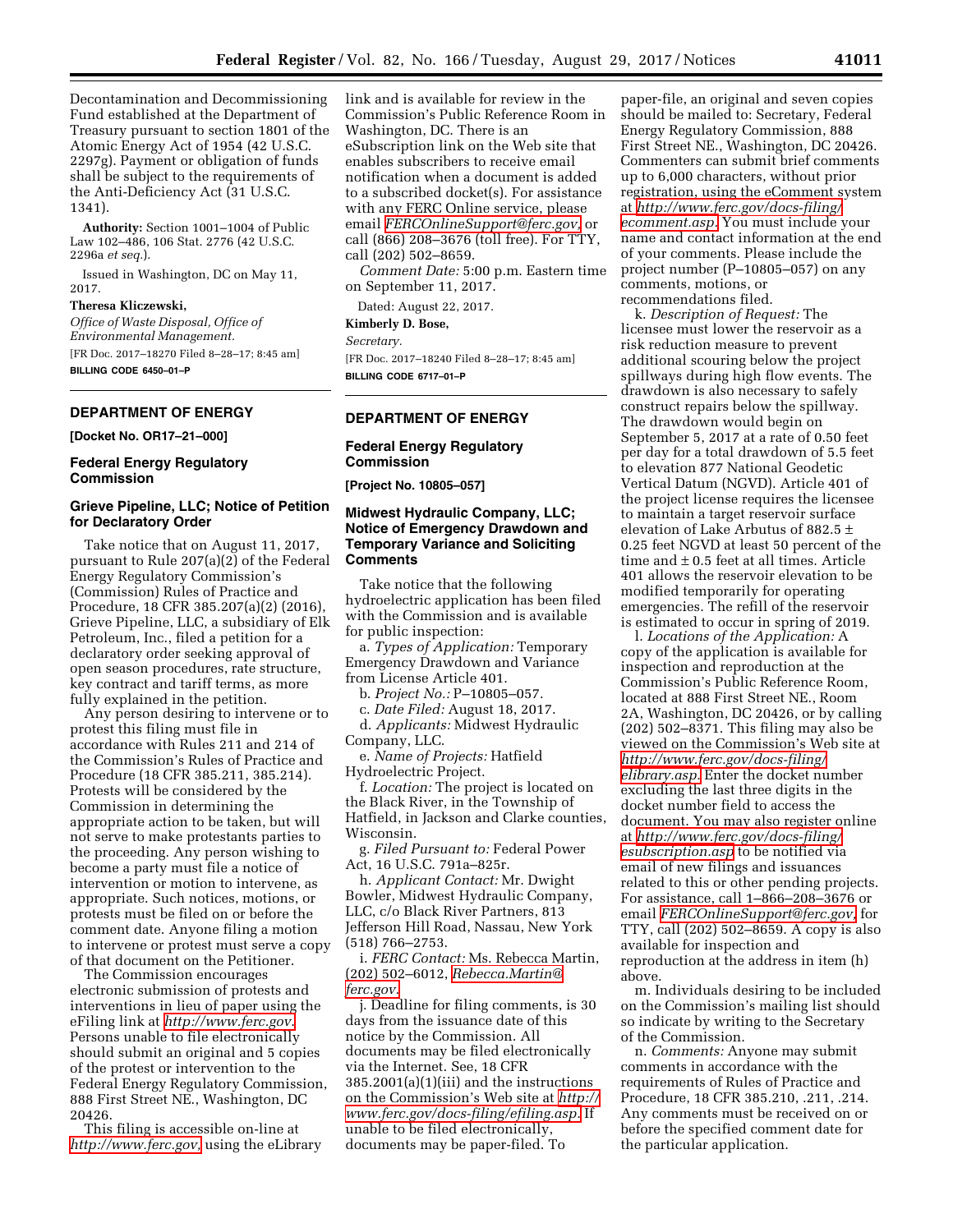Decontamination and Decommissioning Fund established at the Department of Treasury pursuant to section 1801 of the Atomic Energy Act of 1954 (42 U.S.C. 2297g). Payment or obligation of funds shall be subject to the requirements of the Anti-Deficiency Act (31 U.S.C. 1341).

**Authority:** Section 1001–1004 of Public Law 102–486, 106 Stat. 2776 (42 U.S.C. 2296a *et seq.*).

Issued in Washington, DC on May 11, 2017.

**Theresa Kliczewski,**

*Office of Waste Disposal, Office of Environmental Management.*

[FR Doc. 2017–18270 Filed 8–28–17; 8:45 am]

**BILLING CODE 6450–01–P**

## DEPARTMENT OF ENERGY

**[Docket No. OR17–21–000]**

### Federal Energy Regulatory Commission

### Grieve Pipeline, LLC; Notice of Petition for Declaratory Order

Take notice that on August 11, 2017, pursuant to Rule 207(a)(2) of the Federal Energy Regulatory Commission's (Commission) Rules of Practice and Procedure, 18 CFR 385.207(a)(2) (2016), Grieve Pipeline, LLC, a subsidiary of Elk Petroleum, Inc., filed a petition for a declaratory order seeking approval of open season procedures, rate structure, key contract and tariff terms, as more fully explained in the petition.

Any person desiring to intervene or to protest this filing must file in accordance with Rules 211 and 214 of the Commission's Rules of Practice and Procedure (18 CFR 385.211, 385.214). Protests will be considered by the Commission in determining the appropriate action to be taken, but will not serve to make protestants parties to the proceeding. Any person wishing to become a party must file a notice of intervention or motion to intervene, as appropriate. Such notices, motions, or protests must be filed on or before the comment date. Anyone filing a motion to intervene or protest must serve a copy of that document on the Petitioner.

The Commission encourages electronic submission of protests and interventions in lieu of paper using the eFiling link at *http://www.ferc.gov*. Persons unable to file electronically should submit an original and 5 copies of the protest or intervention to the Federal Energy Regulatory Commission, 888 First Street NE., Washington, DC 20426.

This filing is accessible on-line at *http://www.ferc.gov*, using the eLibrary link and is available for review in the Commission's Public Reference Room in Washington, DC. There is an eSubscription link on the Web site that enables subscribers to receive email notification when a document is added to a subscribed docket(s). For assistance with any FERC Online service, please email *FERCOnlineSupport@ferc.gov*, or call (866) 208–3676 (toll free). For TTY, call (202) 502–8659.

*Comment Date:* 5:00 p.m. Eastern time on September 11, 2017.

Dated: August 22, 2017.

**Kimberly D. Bose,**

*Secretary.*

[FR Doc. 2017–18240 Filed 8–28–17; 8:45 am]

**BILLING CODE 6717–01–P**

## DEPARTMENT OF ENERGY

### Federal Energy Regulatory Commission

**[Project No. 10805–057]**

### Midwest Hydraulic Company, LLC; Notice of Emergency Drawdown and Temporary Variance and Soliciting Comments

Take notice that the following hydroelectric application has been filed with the Commission and is available for public inspection:

a. *Types of Application:* Temporary Emergency Drawdown and Variance from License Article 401.

b. *Project No.:* P–10805–057.

c. *Date Filed:* August 18, 2017.

d. *Applicants:* Midwest Hydraulic Company, LLC.

e. *Name of Projects:* Hatfield Hydroelectric Project.

f. *Location:* The project is located on the Black River, in the Township of Hatfield, in Jackson and Clarke counties, Wisconsin.

g. *Filed Pursuant to:* Federal Power Act, 16 U.S.C. 791a–825r.

h. *Applicant Contact:* Mr. Dwight Bowler, Midwest Hydraulic Company, LLC, c/o Black River Partners, 813 Jefferson Hill Road, Nassau, New York (518) 766–2753.

i. *FERC Contact:* Ms. Rebecca Martin, (202) 502–6012, *Rebecca.Martin@ferc.gov*.

j. Deadline for filing comments, is 30 days from the issuance date of this notice by the Commission. All documents may be filed electronically via the Internet. See, 18 CFR 385.2001(a)(1)(iii) and the instructions on the Commission's Web site at *http://www.ferc.gov/docs-filing/efiling.asp*. If unable to be filed electronically, documents may be paper-filed. To paper-file, an original and seven copies should be mailed to: Secretary, Federal Energy Regulatory Commission, 888 First Street NE., Washington, DC 20426. Commenters can submit brief comments up to 6,000 characters, without prior registration, using the eComment system at *http://www.ferc.gov/docs-filing/ecomment.asp*. You must include your name and contact information at the end of your comments. Please include the project number (P–10805–057) on any comments, motions, or recommendations filed.

k. *Description of Request:* The licensee must lower the reservoir as a risk reduction measure to prevent additional scouring below the project spillways during high flow events. The drawdown is also necessary to safely construct repairs below the spillway. The drawdown would begin on September 5, 2017 at a rate of 0.50 feet per day for a total drawdown of 5.5 feet to elevation 877 National Geodetic Vertical Datum (NGVD). Article 401 of the project license requires the licensee to maintain a target reservoir surface elevation of Lake Arbutus of 882.5 ± 0.25 feet NGVD at least 50 percent of the time and ± 0.5 feet at all times. Article 401 allows the reservoir elevation to be modified temporarily for operating emergencies. The refill of the reservoir is estimated to occur in spring of 2019.

l. *Locations of the Application:* A copy of the application is available for inspection and reproduction at the Commission's Public Reference Room, located at 888 First Street NE., Room 2A, Washington, DC 20426, or by calling (202) 502–8371. This filing may also be viewed on the Commission's Web site at *http://www.ferc.gov/docs-filing/elibrary.asp*. Enter the docket number excluding the last three digits in the docket number field to access the document. You may also register online at *http://www.ferc.gov/docs-filing/esubscription.asp* to be notified via email of new filings and issuances related to this or other pending projects. For assistance, call 1–866–208–3676 or email *FERCOnlineSupport@ferc.gov*, for TTY, call (202) 502–8659. A copy is also available for inspection and reproduction at the address in item (h) above.

m. Individuals desiring to be included on the Commission's mailing list should so indicate by writing to the Secretary of the Commission.

n. *Comments:* Anyone may submit comments in accordance with the requirements of Rules of Practice and Procedure, 18 CFR 385.210, .211, .214. Any comments must be received on or before the specified comment date for the particular application.